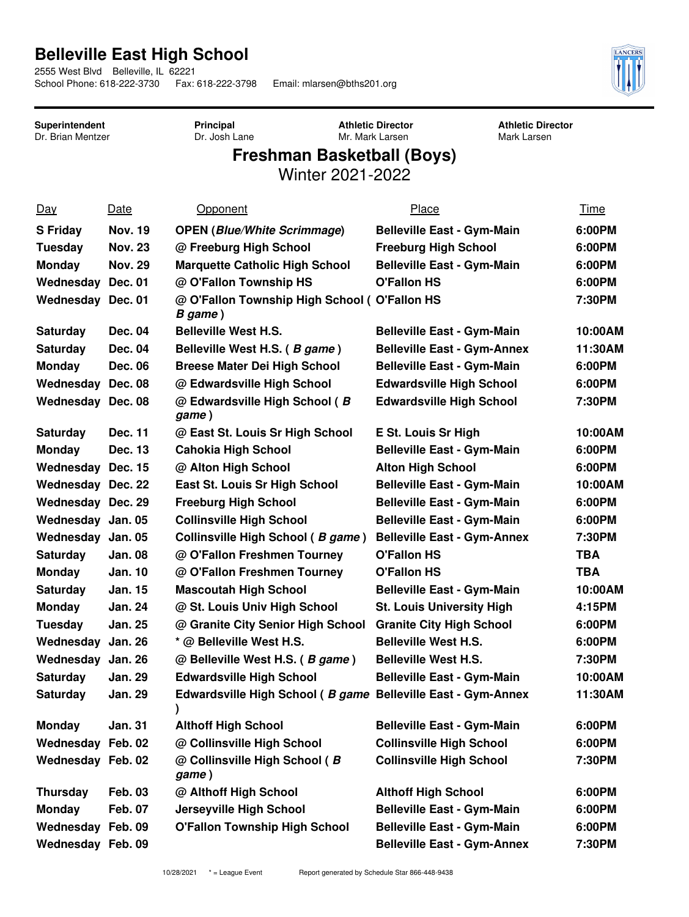# Belleville East High School

2555 West Blvd Belleville, IL 62221
School Phone: 618-222-3730 Fax: 618-222-3798 Email: mlarsen@bths201.org

| Superintendent | Principal | Athletic Director | Athletic Director |
|---|---|---|---|
| Dr. Brian Mentzer | Dr. Josh Lane | Mr. Mark Larsen | Mark Larsen |

## Freshman Basketball (Boys)

Winter 2021-2022

| Day | Date | Opponent | Place | Time |
|---|---|---|---|---|
| **S Friday** | **Nov. 19** | **OPEN (*Blue/White Scrimmage*)** | **Belleville East - Gym-Main** | **6:00PM** |
| **Tuesday** | **Nov. 23** | **@ Freeburg High School** | **Freeburg High School** | **6:00PM** |
| **Monday** | **Nov. 29** | **Marquette Catholic High School** | **Belleville East - Gym-Main** | **6:00PM** |
| **Wednesday** | **Dec. 01** | **@ O'Fallon Township HS** | **O'Fallon HS** | **6:00PM** |
| **Wednesday** | **Dec. 01** | **@ O'Fallon Township High School ( *B game* )** | **O'Fallon HS** | **7:30PM** |
| **Saturday** | **Dec. 04** | **Belleville West H.S.** | **Belleville East - Gym-Main** | **10:00AM** |
| **Saturday** | **Dec. 04** | **Belleville West H.S. ( *B game* )** | **Belleville East - Gym-Annex** | **11:30AM** |
| **Monday** | **Dec. 06** | **Breese Mater Dei High School** | **Belleville East - Gym-Main** | **6:00PM** |
| **Wednesday** | **Dec. 08** | **@ Edwardsville High School** | **Edwardsville High School** | **6:00PM** |
| **Wednesday** | **Dec. 08** | **@ Edwardsville High School ( *B game* )** | **Edwardsville High School** | **7:30PM** |
| **Saturday** | **Dec. 11** | **@ East St. Louis Sr High School** | **E St. Louis Sr High** | **10:00AM** |
| **Monday** | **Dec. 13** | **Cahokia High School** | **Belleville East - Gym-Main** | **6:00PM** |
| **Wednesday** | **Dec. 15** | **@ Alton High School** | **Alton High School** | **6:00PM** |
| **Wednesday** | **Dec. 22** | **East St. Louis Sr High School** | **Belleville East - Gym-Main** | **10:00AM** |
| **Wednesday** | **Dec. 29** | **Freeburg High School** | **Belleville East - Gym-Main** | **6:00PM** |
| **Wednesday** | **Jan. 05** | **Collinsville High School** | **Belleville East - Gym-Main** | **6:00PM** |
| **Wednesday** | **Jan. 05** | **Collinsville High School ( *B game* )** | **Belleville East - Gym-Annex** | **7:30PM** |
| **Saturday** | **Jan. 08** | **@ O'Fallon Freshmen Tourney** | **O'Fallon HS** | **TBA** |
| **Monday** | **Jan. 10** | **@ O'Fallon Freshmen Tourney** | **O'Fallon HS** | **TBA** |
| **Saturday** | **Jan. 15** | **Mascoutah High School** | **Belleville East - Gym-Main** | **10:00AM** |
| **Monday** | **Jan. 24** | **@ St. Louis Univ High School** | **St. Louis University High** | **4:15PM** |
| **Tuesday** | **Jan. 25** | **@ Granite City Senior High School** | **Granite City High School** | **6:00PM** |
| **Wednesday** | **Jan. 26** | **\* @ Belleville West H.S.** | **Belleville West H.S.** | **6:00PM** |
| **Wednesday** | **Jan. 26** | **@ Belleville West H.S. ( *B game* )** | **Belleville West H.S.** | **7:30PM** |
| **Saturday** | **Jan. 29** | **Edwardsville High School** | **Belleville East - Gym-Main** | **10:00AM** |
| **Saturday** | **Jan. 29** | **Edwardsville High School ( *B game* )** | **Belleville East - Gym-Annex** | **11:30AM** |
| **Monday** | **Jan. 31** | **Althoff High School** | **Belleville East - Gym-Main** | **6:00PM** |
| **Wednesday** | **Feb. 02** | **@ Collinsville High School** | **Collinsville High School** | **6:00PM** |
| **Wednesday** | **Feb. 02** | **@ Collinsville High School ( *B game* )** | **Collinsville High School** | **7:30PM** |
| **Thursday** | **Feb. 03** | **@ Althoff High School** | **Althoff High School** | **6:00PM** |
| **Monday** | **Feb. 07** | **Jerseyville High School** | **Belleville East - Gym-Main** | **6:00PM** |
| **Wednesday** | **Feb. 09** | **O'Fallon Township High School** | **Belleville East - Gym-Main** | **6:00PM** |
| **Wednesday** | **Feb. 09** | | **Belleville East - Gym-Annex** | **7:30PM** |

10/28/2021 * = League Event Report generated by Schedule Star 866-448-9438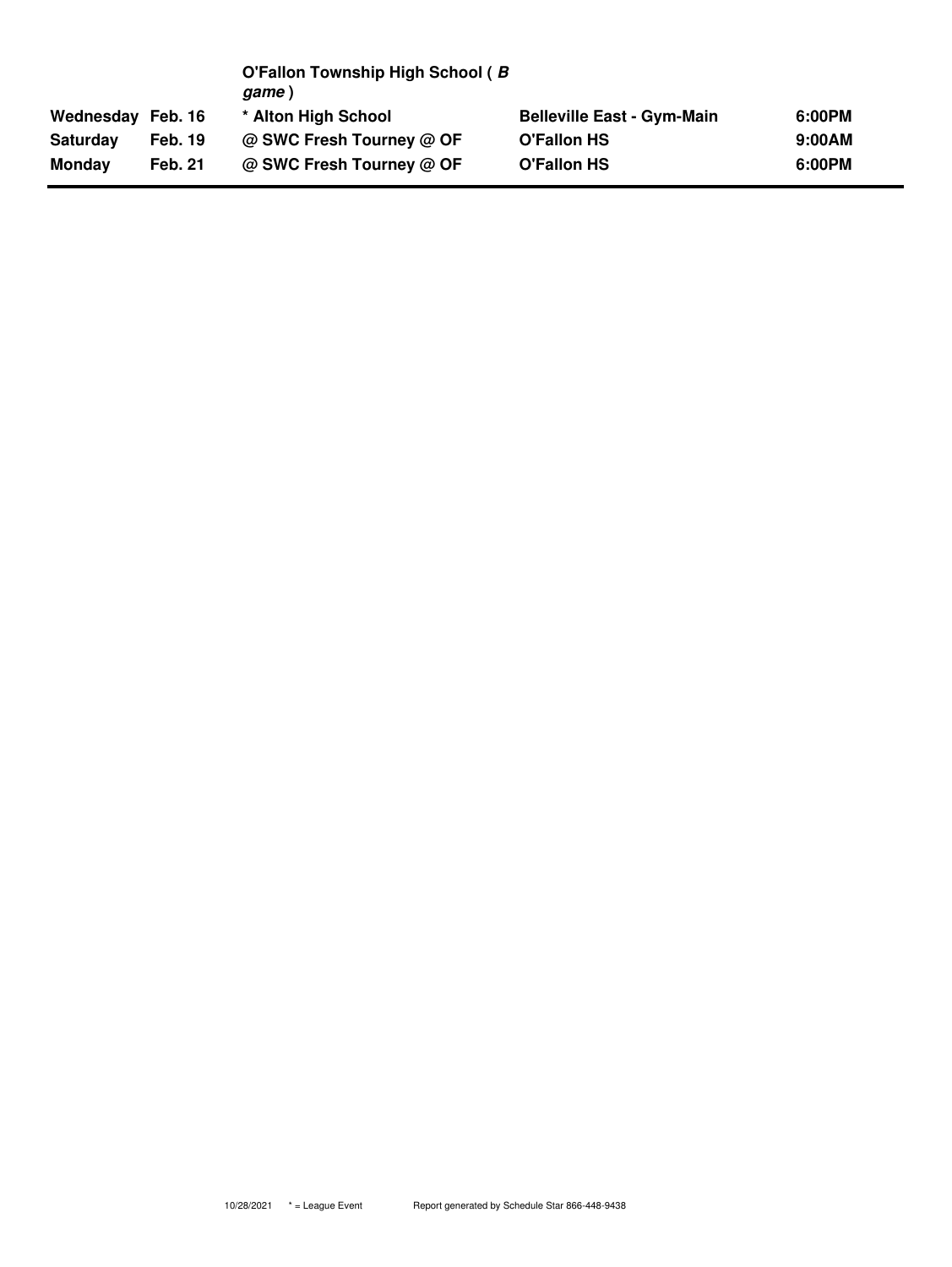| | | | | |
|---|---|---|---|---|
| | | O'Fallon Township High School ( ***B game*** ) | | |
| **Wednesday** | **Feb. 16** | **\* Alton High School** | **Belleville East - Gym-Main** | **6:00PM** |
| **Saturday** | **Feb. 19** | **@ SWC Fresh Tourney @ OF** | **O'Fallon HS** | **9:00AM** |
| **Monday** | **Feb. 21** | **@ SWC Fresh Tourney @ OF** | **O'Fallon HS** | **6:00PM** |

10/28/2021 * = League Event Report generated by Schedule Star 866-448-9438